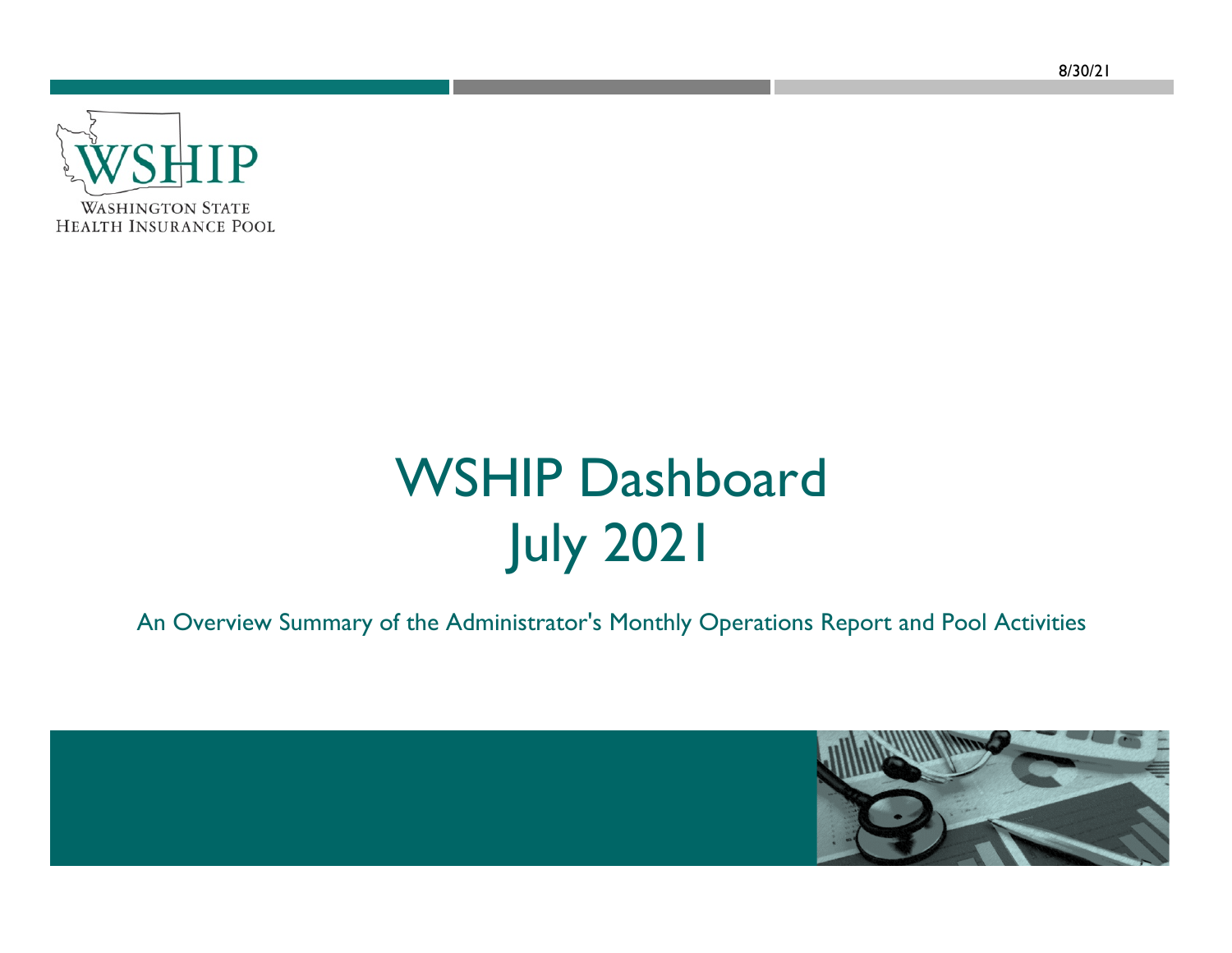8/30/21

WSHIP

WASHINGTON STATE
HEALTH INSURANCE POOL

# WSHIP Dashboard
# July 2021

An Overview Summary of the Administrator's Monthly Operations Report and Pool Activities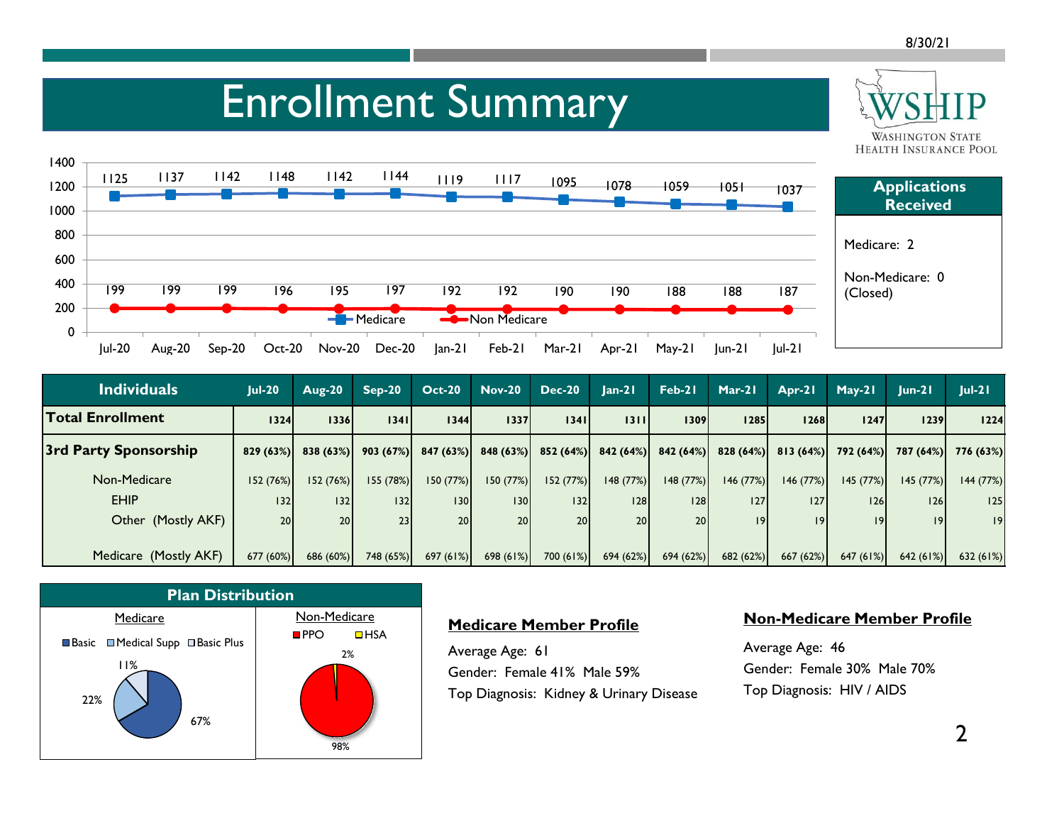# Enrollment Summary

WSHIP Washington State Health Insurance Pool

| | Jul-20 | Aug-20 | Sep-20 | Oct-20 | Nov-20 | Dec-20 | Jan-21 | Feb-21 | Mar-21 | Apr-21 | May-21 | Jun-21 | Jul-21 |
|---|---|---|---|---|---|---|---|---|---|---|---|---|---|
| Medicare | 1125 | 1137 | 1142 | 1148 | 1142 | 1144 | 1119 | 1117 | 1095 | 1078 | 1059 | 1051 | 1037 |
| Non Medicare | 199 | 199 | 199 | 196 | 195 | 197 | 192 | 192 | 190 | 190 | 188 | 188 | 187 |

## Applications Received

Medicare: 2

Non-Medicare: 0 (Closed)

| Individuals | Jul-20 | Aug-20 | Sep-20 | Oct-20 | Nov-20 | Dec-20 | Jan-21 | Feb-21 | Mar-21 | Apr-21 | May-21 | Jun-21 | Jul-21 |
|---|---|---|---|---|---|---|---|---|---|---|---|---|---|
| **Total Enrollment** | **1324** | **1336** | **1341** | **1344** | **1337** | **1341** | **1311** | **1309** | **1285** | **1268** | **1247** | **1239** | **1224** |
| **3rd Party Sponsorship** | **829 (63%)** | **838 (63%)** | **903 (67%)** | **847 (63%)** | **848 (63%)** | **852 (64%)** | **842 (64%)** | **842 (64%)** | **828 (64%)** | **813 (64%)** | **792 (64%)** | **787 (64%)** | **776 (63%)** |
| Non-Medicare | 152 (76%) | 152 (76%) | 155 (78%) | 150 (77%) | 150 (77%) | 152 (77%) | 148 (77%) | 148 (77%) | 146 (77%) | 146 (77%) | 145 (77%) | 145 (77%) | 144 (77%) |
| EHIP | 132 | 132 | 132 | 130 | 130 | 132 | 128 | 128 | 127 | 127 | 126 | 126 | 125 |
| Other (Mostly AKF) | 20 | 20 | 23 | 20 | 20 | 20 | 20 | 20 | 19 | 19 | 19 | 19 | 19 |
| Medicare (Mostly AKF) | 677 (60%) | 686 (60%) | 748 (65%) | 697 (61%) | 698 (61%) | 700 (61%) | 694 (62%) | 694 (62%) | 682 (62%) | 667 (62%) | 647 (61%) | 642 (61%) | 632 (61%) |

## Plan Distribution

**Medicare:** Basic 67%, Medical Supp 22%, Basic Plus 11%

**Non-Medicare:** PPO 98%, HSA 2%

## Medicare Member Profile

Average Age: 61

Gender: Female 41% Male 59%

Top Diagnosis: Kidney & Urinary Disease

## Non-Medicare Member Profile

Average Age: 46

Gender: Female 30% Male 70%

Top Diagnosis: HIV / AIDS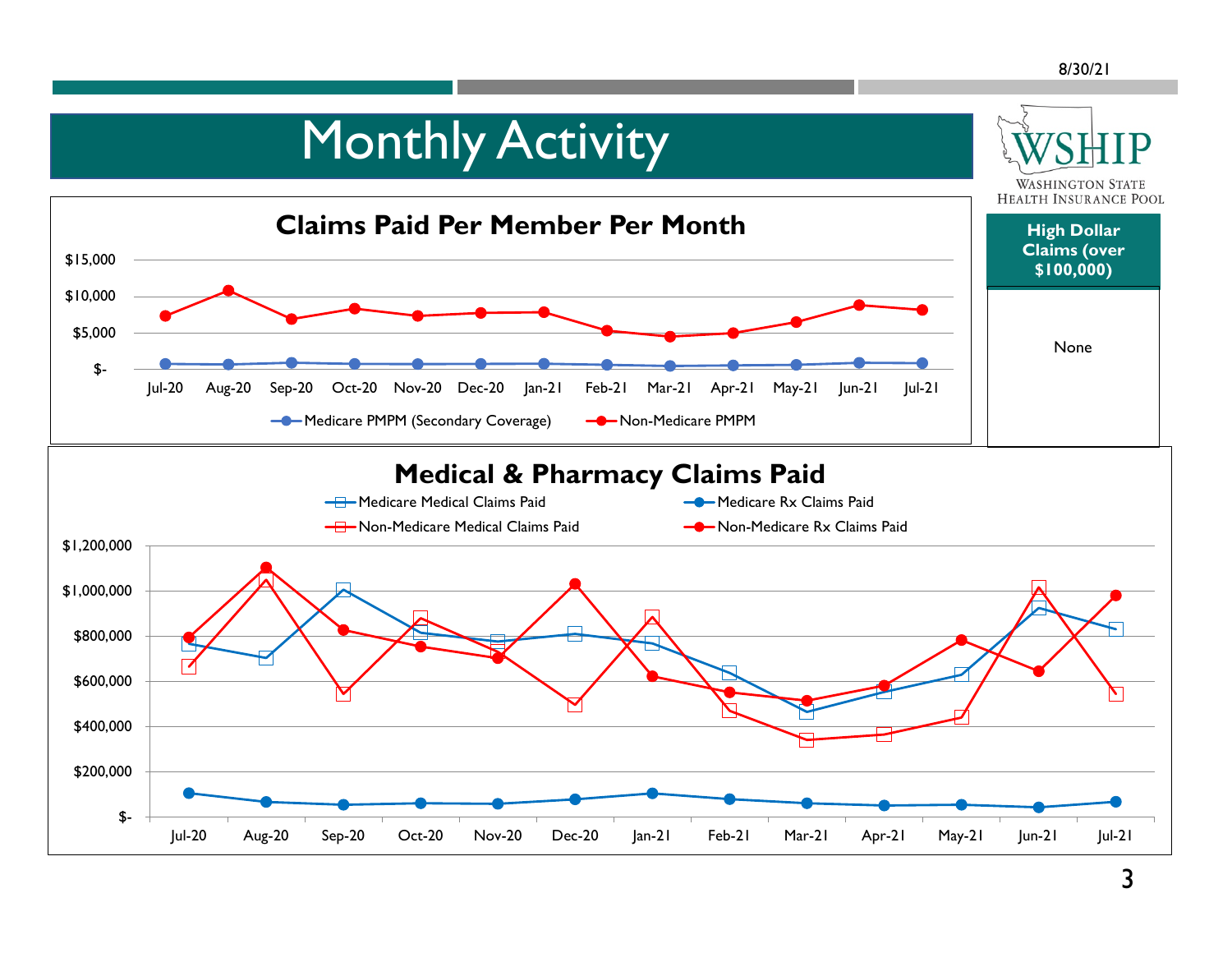# Monthly Activity

WSHIP
WASHINGTON STATE HEALTH INSURANCE POOL

## Claims Paid Per Member Per Month

$15,000
$10,000
$5,000
$-

Jul-20 Aug-20 Sep-20 Oct-20 Nov-20 Dec-20 Jan-21 Feb-21 Mar-21 Apr-21 May-21 Jun-21 Jul-21

Medicare PMPM (Secondary Coverage) — Non-Medicare PMPM

| High Dollar Claims (over $100,000) |
| --- |
| None |

## Medical & Pharmacy Claims Paid

Medicare Medical Claims Paid — Medicare Rx Claims Paid — Non-Medicare Medical Claims Paid — Non-Medicare Rx Claims Paid

$1,200,000
$1,000,000
$800,000
$600,000
$400,000
$200,000
$-

Jul-20 Aug-20 Sep-20 Oct-20 Nov-20 Dec-20 Jan-21 Feb-21 Mar-21 Apr-21 May-21 Jun-21 Jul-21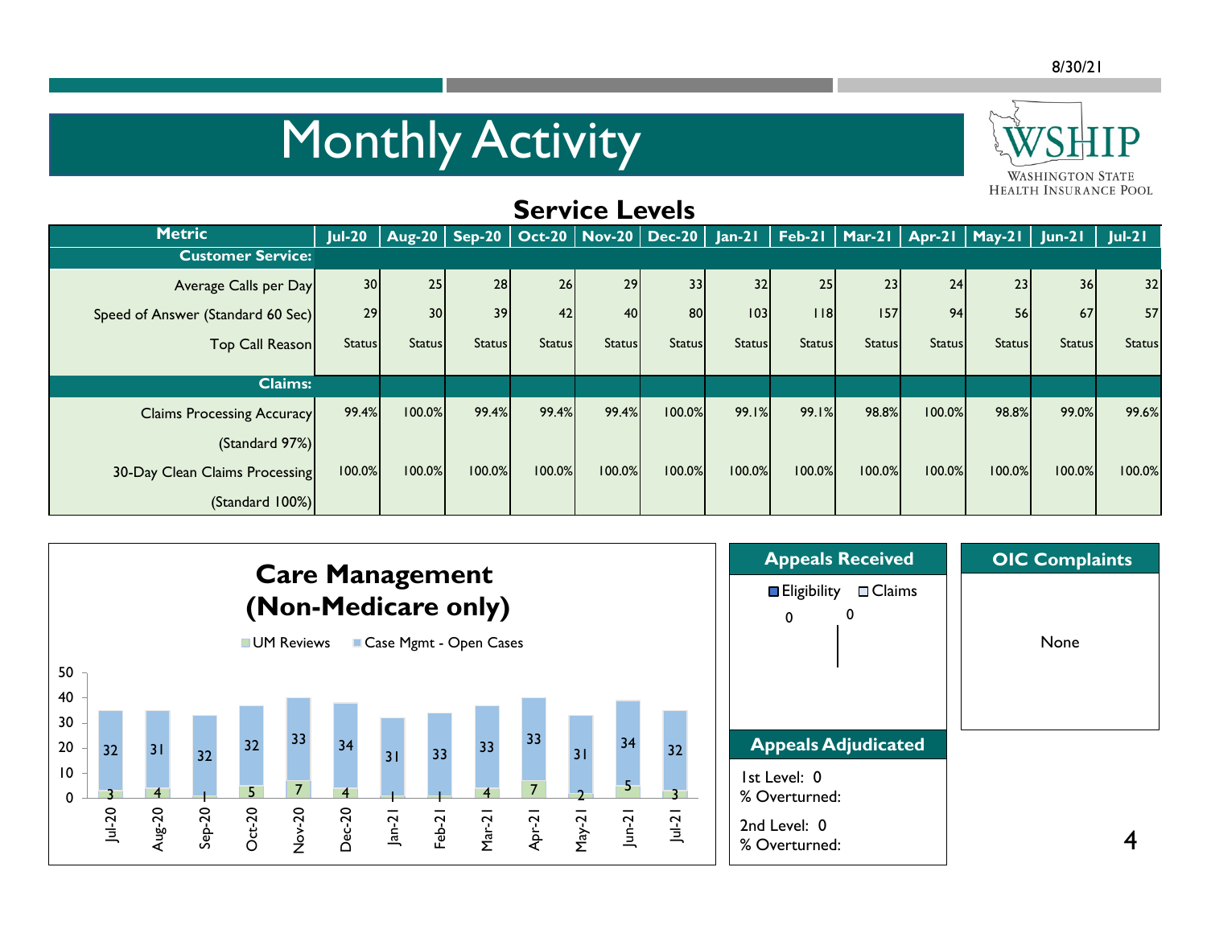8/30/21

# Monthly Activity

WSHIP
Washington State Health Insurance Pool

## Service Levels

| Metric | Jul-20 | Aug-20 | Sep-20 | Oct-20 | Nov-20 | Dec-20 | Jan-21 | Feb-21 | Mar-21 | Apr-21 | May-21 | Jun-21 | Jul-21 |
|---|---|---|---|---|---|---|---|---|---|---|---|---|---|
| **Customer Service:** | | | | | | | | | | | | | |
| Average Calls per Day | 30 | 25 | 28 | 26 | 29 | 33 | 32 | 25 | 23 | 24 | 23 | 36 | 32 |
| Speed of Answer (Standard 60 Sec) | 29 | 30 | 39 | 42 | 40 | 80 | 103 | 118 | 157 | 94 | 56 | 67 | 57 |
| Top Call Reason | Status | Status | Status | Status | Status | Status | Status | Status | Status | Status | Status | Status | Status |
| **Claims:** | | | | | | | | | | | | | |
| Claims Processing Accuracy (Standard 97%) | 99.4% | 100.0% | 99.4% | 99.4% | 99.4% | 100.0% | 99.1% | 99.1% | 98.8% | 100.0% | 98.8% | 99.0% | 99.6% |
| 30-Day Clean Claims Processing (Standard 100%) | 100.0% | 100.0% | 100.0% | 100.0% | 100.0% | 100.0% | 100.0% | 100.0% | 100.0% | 100.0% | 100.0% | 100.0% | 100.0% |

## Care Management (Non-Medicare only)

| Month | UM Reviews | Case Mgmt - Open Cases |
|---|---|---|
| Jul-20 | 3 | 32 |
| Aug-20 | 4 | 31 |
| Sep-20 | 1 | 32 |
| Oct-20 | 5 | 32 |
| Nov-20 | 7 | 33 |
| Dec-20 | 4 | 34 |
| Jan-21 | 1 | 31 |
| Feb-21 | 1 | 33 |
| Mar-21 | 4 | 33 |
| Apr-21 | 7 | 33 |
| May-21 | 2 | 31 |
| Jun-21 | 5 | 34 |
| Jul-21 | 3 | 32 |

## Appeals Received

Eligibility: 0
Claims: 0

## Appeals Adjudicated

1st Level: 0
% Overturned:

2nd Level: 0
% Overturned:

## OIC Complaints

None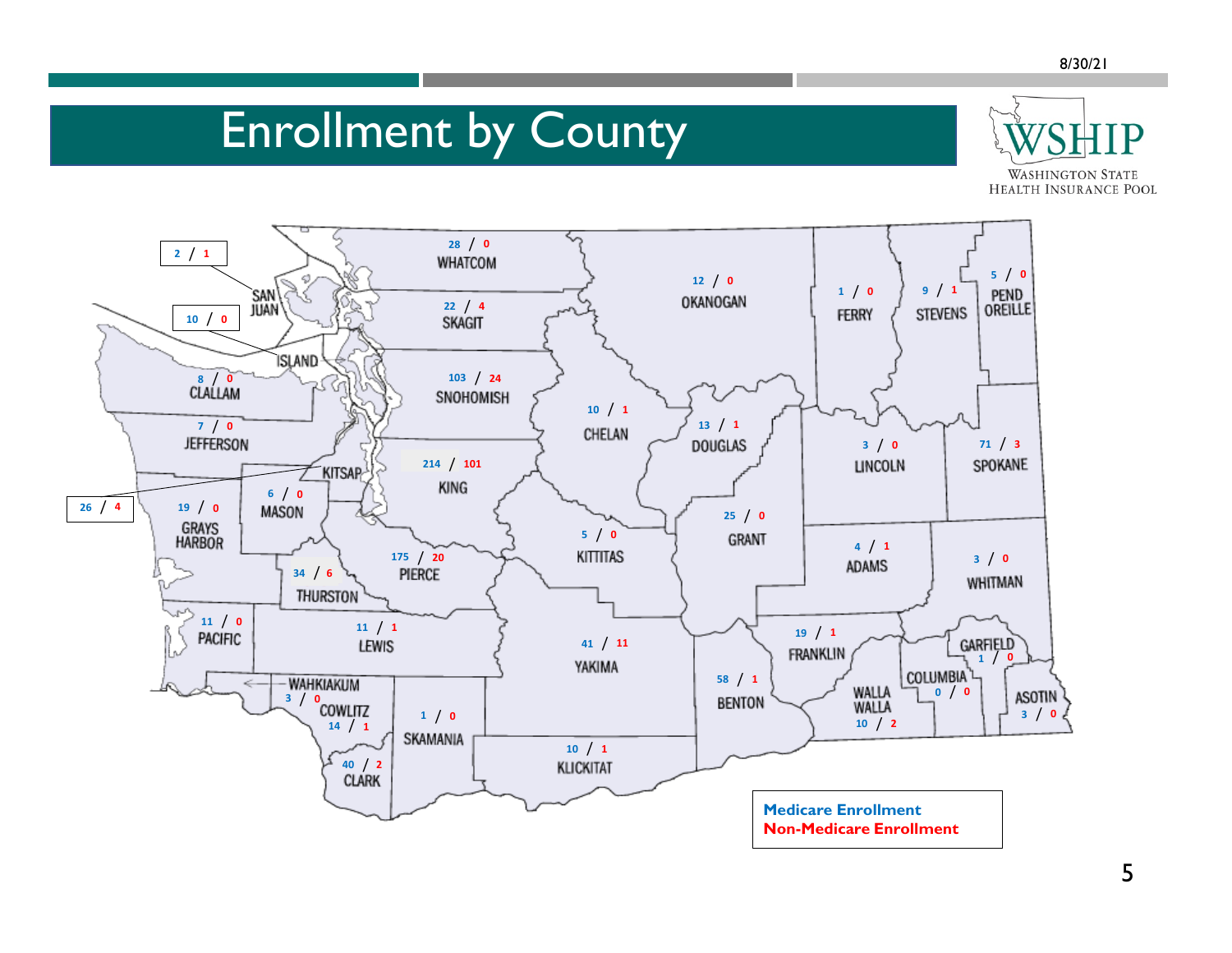# Enrollment by County

WSHIP
WASHINGTON STATE
HEALTH INSURANCE POOL

2 / 1
SAN JUAN

10 / 0
ISLAND

28 / 0
WHATCOM

22 / 4
SKAGIT

12 / 0
OKANOGAN

1 / 0
FERRY

9 / 1
STEVENS

5 / 0
PEND OREILLE

8 / 0
CLALLAM

7 / 0
JEFFERSON

103 / 24
SNOHOMISH

10 / 1
CHELAN

13 / 1
DOUGLAS

3 / 0
LINCOLN

71 / 3
SPOKANE

26 / 4
KITSAP

214 / 101
KING

6 / 0
MASON

19 / 0
GRAYS HARBOR

5 / 0
KITTITAS

25 / 0
GRANT

4 / 1
ADAMS

3 / 0
WHITMAN

34 / 6
THURSTON

175 / 20
PIERCE

11 / 0
PACIFIC

11 / 1
LEWIS

41 / 11
YAKIMA

19 / 1
FRANKLIN

58 / 1
BENTON

GARFIELD
1 / 0

COLUMBIA
0 / 0

WALLA WALLA
10 / 2

ASOTIN
3 / 0

WAHKIAKUM
3 / 0

COWLITZ
14 / 1

1 / 0
SKAMANIA

40 / 2
CLARK

10 / 1
KLICKITAT

Medicare Enrollment
Non-Medicare Enrollment